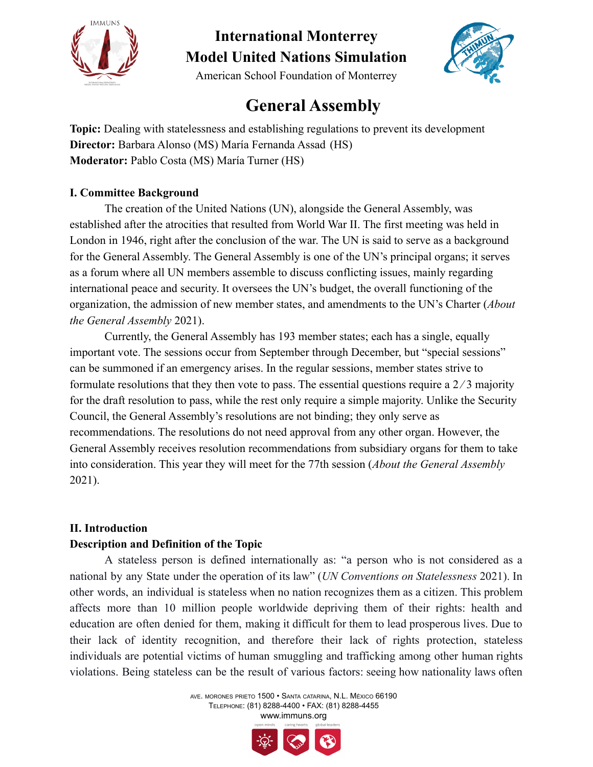# International Monterrey Model United Nations Simulation

American School Foundation of Monterrey

## General Assembly

**Topic:** Dealing with statelessness and establishing regulations to prevent its development
**Director:** Barbara Alonso (MS) María Fernanda Assad (HS)
**Moderator:** Pablo Costa (MS) María Turner (HS)

### I. Committee Background

The creation of the United Nations (UN), alongside the General Assembly, was established after the atrocities that resulted from World War II. The first meeting was held in London in 1946, right after the conclusion of the war. The UN is said to serve as a background for the General Assembly. The General Assembly is one of the UN's principal organs; it serves as a forum where all UN members assemble to discuss conflicting issues, mainly regarding international peace and security. It oversees the UN's budget, the overall functioning of the organization, the admission of new member states, and amendments to the UN's Charter (*About the General Assembly* 2021).

Currently, the General Assembly has 193 member states; each has a single, equally important vote. The sessions occur from September through December, but "special sessions" can be summoned if an emergency arises. In the regular sessions, member states strive to formulate resolutions that they then vote to pass. The essential questions require a 2/3 majority for the draft resolution to pass, while the rest only require a simple majority. Unlike the Security Council, the General Assembly's resolutions are not binding; they only serve as recommendations. The resolutions do not need approval from any other organ. However, the General Assembly receives resolution recommendations from subsidiary organs for them to take into consideration. This year they will meet for the 77th session (*About the General Assembly* 2021).

### II. Introduction

#### Description and Definition of the Topic

A stateless person is defined internationally as: "a person who is not considered as a national by any State under the operation of its law" (*UN Conventions on Statelessness* 2021). In other words, an individual is stateless when no nation recognizes them as a citizen. This problem affects more than 10 million people worldwide depriving them of their rights: health and education are often denied for them, making it difficult for them to lead prosperous lives. Due to their lack of identity recognition, and therefore their lack of rights protection, stateless individuals are potential victims of human smuggling and trafficking among other human rights violations. Being stateless can be the result of various factors: seeing how nationality laws often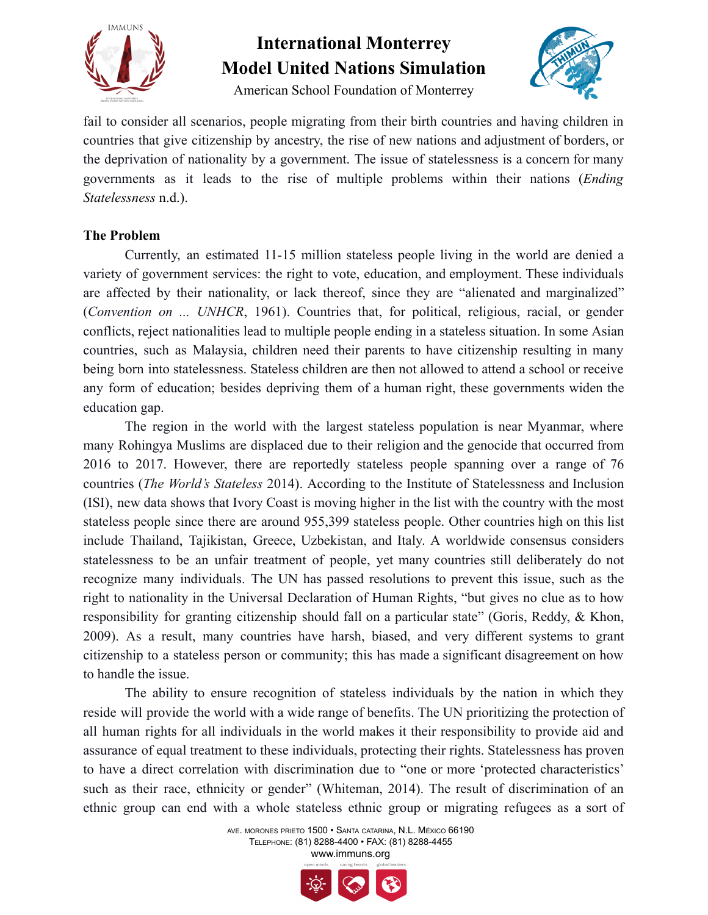fail to consider all scenarios, people migrating from their birth countries and having children in countries that give citizenship by ancestry, the rise of new nations and adjustment of borders, or the deprivation of nationality by a government. The issue of statelessness is a concern for many governments as it leads to the rise of multiple problems within their nations (*Ending Statelessness* n.d.).

**The Problem**

Currently, an estimated 11-15 million stateless people living in the world are denied a variety of government services: the right to vote, education, and employment. These individuals are affected by their nationality, or lack thereof, since they are "alienated and marginalized" (*Convention on ... UNHCR*, 1961). Countries that, for political, religious, racial, or gender conflicts, reject nationalities lead to multiple people ending in a stateless situation. In some Asian countries, such as Malaysia, children need their parents to have citizenship resulting in many being born into statelessness. Stateless children are then not allowed to attend a school or receive any form of education; besides depriving them of a human right, these governments widen the education gap.

The region in the world with the largest stateless population is near Myanmar, where many Rohingya Muslims are displaced due to their religion and the genocide that occurred from 2016 to 2017. However, there are reportedly stateless people spanning over a range of 76 countries (*The World's Stateless* 2014). According to the Institute of Statelessness and Inclusion (ISI), new data shows that Ivory Coast is moving higher in the list with the country with the most stateless people since there are around 955,399 stateless people. Other countries high on this list include Thailand, Tajikistan, Greece, Uzbekistan, and Italy. A worldwide consensus considers statelessness to be an unfair treatment of people, yet many countries still deliberately do not recognize many individuals. The UN has passed resolutions to prevent this issue, such as the right to nationality in the Universal Declaration of Human Rights, "but gives no clue as to how responsibility for granting citizenship should fall on a particular state" (Goris, Reddy, & Khon, 2009). As a result, many countries have harsh, biased, and very different systems to grant citizenship to a stateless person or community; this has made a significant disagreement on how to handle the issue.

The ability to ensure recognition of stateless individuals by the nation in which they reside will provide the world with a wide range of benefits. The UN prioritizing the protection of all human rights for all individuals in the world makes it their responsibility to provide aid and assurance of equal treatment to these individuals, protecting their rights. Statelessness has proven to have a direct correlation with discrimination due to "one or more 'protected characteristics' such as their race, ethnicity or gender" (Whiteman, 2014). The result of discrimination of an ethnic group can end with a whole stateless ethnic group or migrating refugees as a sort of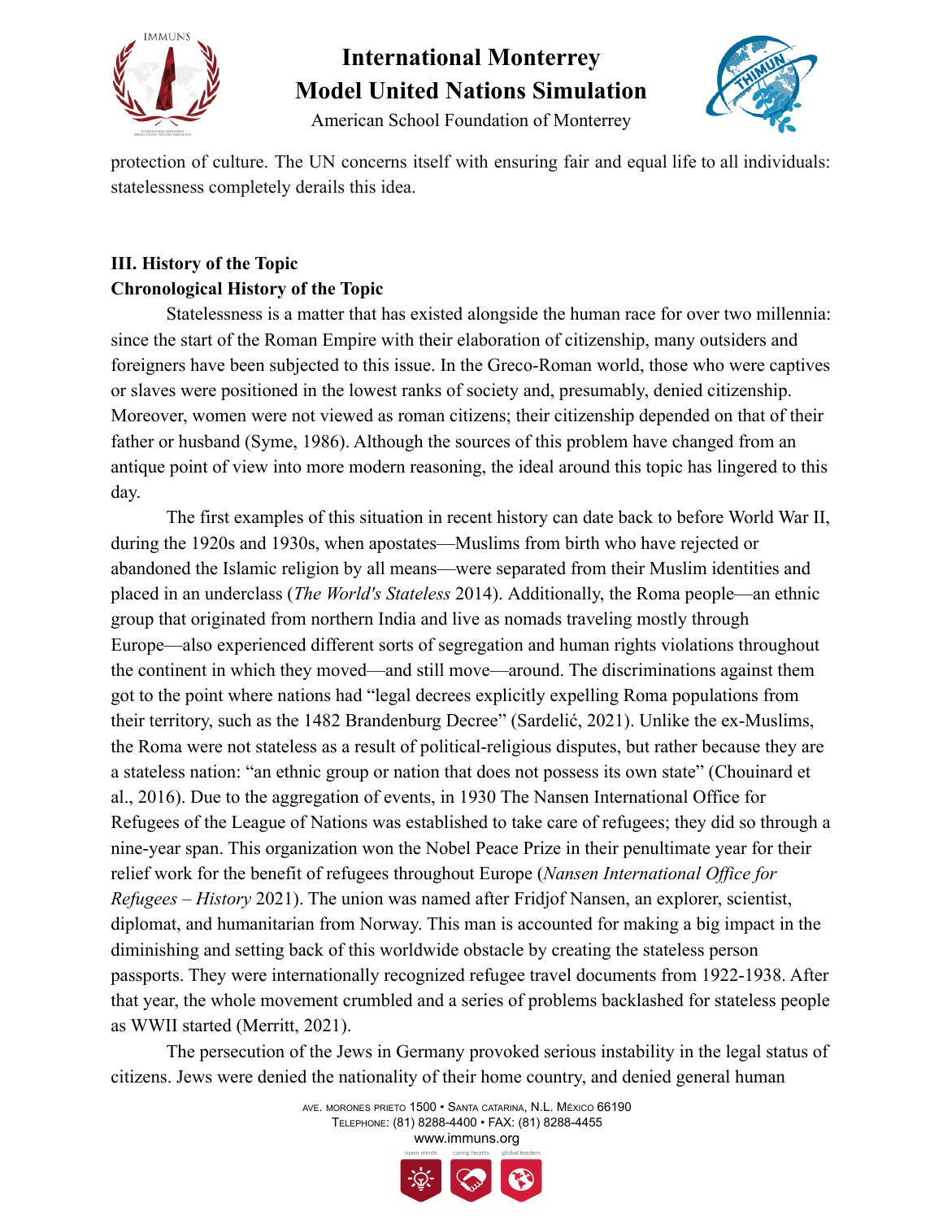protection of culture. The UN concerns itself with ensuring fair and equal life to all individuals: statelessness completely derails this idea.

## III. History of the Topic

### Chronological History of the Topic

Statelessness is a matter that has existed alongside the human race for over two millennia: since the start of the Roman Empire with their elaboration of citizenship, many outsiders and foreigners have been subjected to this issue. In the Greco-Roman world, those who were captives or slaves were positioned in the lowest ranks of society and, presumably, denied citizenship. Moreover, women were not viewed as roman citizens; their citizenship depended on that of their father or husband (Syme, 1986). Although the sources of this problem have changed from an antique point of view into more modern reasoning, the ideal around this topic has lingered to this day.

The first examples of this situation in recent history can date back to before World War II, during the 1920s and 1930s, when apostates—Muslims from birth who have rejected or abandoned the Islamic religion by all means—were separated from their Muslim identities and placed in an underclass (*The World's Stateless* 2014). Additionally, the Roma people—an ethnic group that originated from northern India and live as nomads traveling mostly through Europe—also experienced different sorts of segregation and human rights violations throughout the continent in which they moved—and still move—around. The discriminations against them got to the point where nations had "legal decrees explicitly expelling Roma populations from their territory, such as the 1482 Brandenburg Decree" (Sardelić, 2021). Unlike the ex-Muslims, the Roma were not stateless as a result of political-religious disputes, but rather because they are a stateless nation: "an ethnic group or nation that does not possess its own state" (Chouinard et al., 2016). Due to the aggregation of events, in 1930 The Nansen International Office for Refugees of the League of Nations was established to take care of refugees; they did so through a nine-year span. This organization won the Nobel Peace Prize in their penultimate year for their relief work for the benefit of refugees throughout Europe (*Nansen International Office for Refugees – History* 2021). The union was named after Fridjof Nansen, an explorer, scientist, diplomat, and humanitarian from Norway. This man is accounted for making a big impact in the diminishing and setting back of this worldwide obstacle by creating the stateless person passports. They were internationally recognized refugee travel documents from 1922-1938. After that year, the whole movement crumbled and a series of problems backlashed for stateless people as WWII started (Merritt, 2021).

The persecution of the Jews in Germany provoked serious instability in the legal status of citizens. Jews were denied the nationality of their home country, and denied general human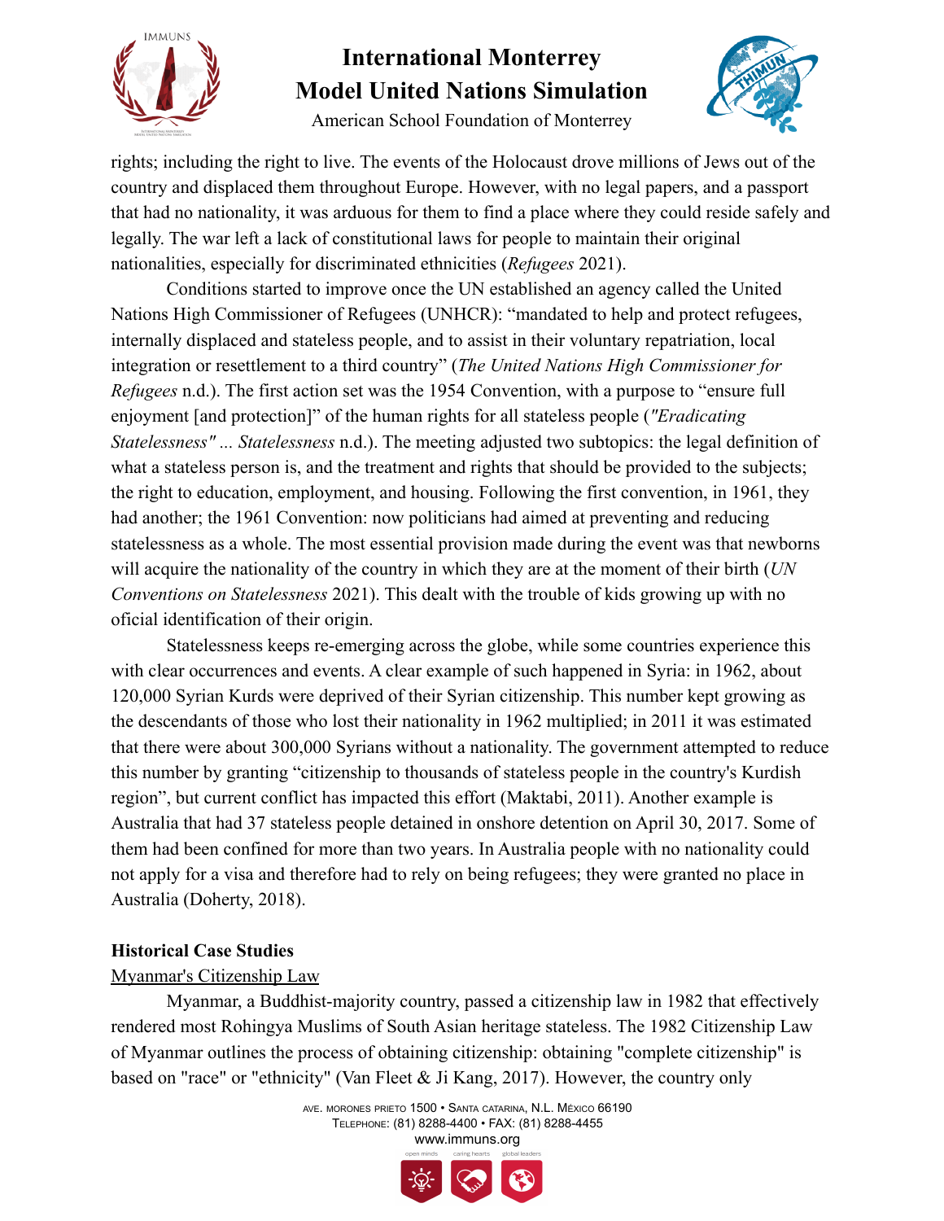rights; including the right to live. The events of the Holocaust drove millions of Jews out of the country and displaced them throughout Europe. However, with no legal papers, and a passport that had no nationality, it was arduous for them to find a place where they could reside safely and legally. The war left a lack of constitutional laws for people to maintain their original nationalities, especially for discriminated ethnicities (*Refugees* 2021).

Conditions started to improve once the UN established an agency called the United Nations High Commissioner of Refugees (UNHCR): "mandated to help and protect refugees, internally displaced and stateless people, and to assist in their voluntary repatriation, local integration or resettlement to a third country" (*The United Nations High Commissioner for Refugees* n.d.). The first action set was the 1954 Convention, with a purpose to "ensure full enjoyment [and protection]" of the human rights for all stateless people (*"Eradicating Statelessness" ... Statelessness* n.d.). The meeting adjusted two subtopics: the legal definition of what a stateless person is, and the treatment and rights that should be provided to the subjects; the right to education, employment, and housing. Following the first convention, in 1961, they had another; the 1961 Convention: now politicians had aimed at preventing and reducing statelessness as a whole. The most essential provision made during the event was that newborns will acquire the nationality of the country in which they are at the moment of their birth (*UN Conventions on Statelessness* 2021). This dealt with the trouble of kids growing up with no oficial identification of their origin.

Statelessness keeps re-emerging across the globe, while some countries experience this with clear occurrences and events. A clear example of such happened in Syria: in 1962, about 120,000 Syrian Kurds were deprived of their Syrian citizenship. This number kept growing as the descendants of those who lost their nationality in 1962 multiplied; in 2011 it was estimated that there were about 300,000 Syrians without a nationality. The government attempted to reduce this number by granting "citizenship to thousands of stateless people in the country's Kurdish region", but current conflict has impacted this effort (Maktabi, 2011). Another example is Australia that had 37 stateless people detained in onshore detention on April 30, 2017. Some of them had been confined for more than two years. In Australia people with no nationality could not apply for a visa and therefore had to rely on being refugees; they were granted no place in Australia (Doherty, 2018).

**Historical Case Studies**

<u>Myanmar's Citizenship Law</u>

Myanmar, a Buddhist-majority country, passed a citizenship law in 1982 that effectively rendered most Rohingya Muslims of South Asian heritage stateless. The 1982 Citizenship Law of Myanmar outlines the process of obtaining citizenship: obtaining "complete citizenship" is based on "race" or "ethnicity" (Van Fleet & Ji Kang, 2017). However, the country only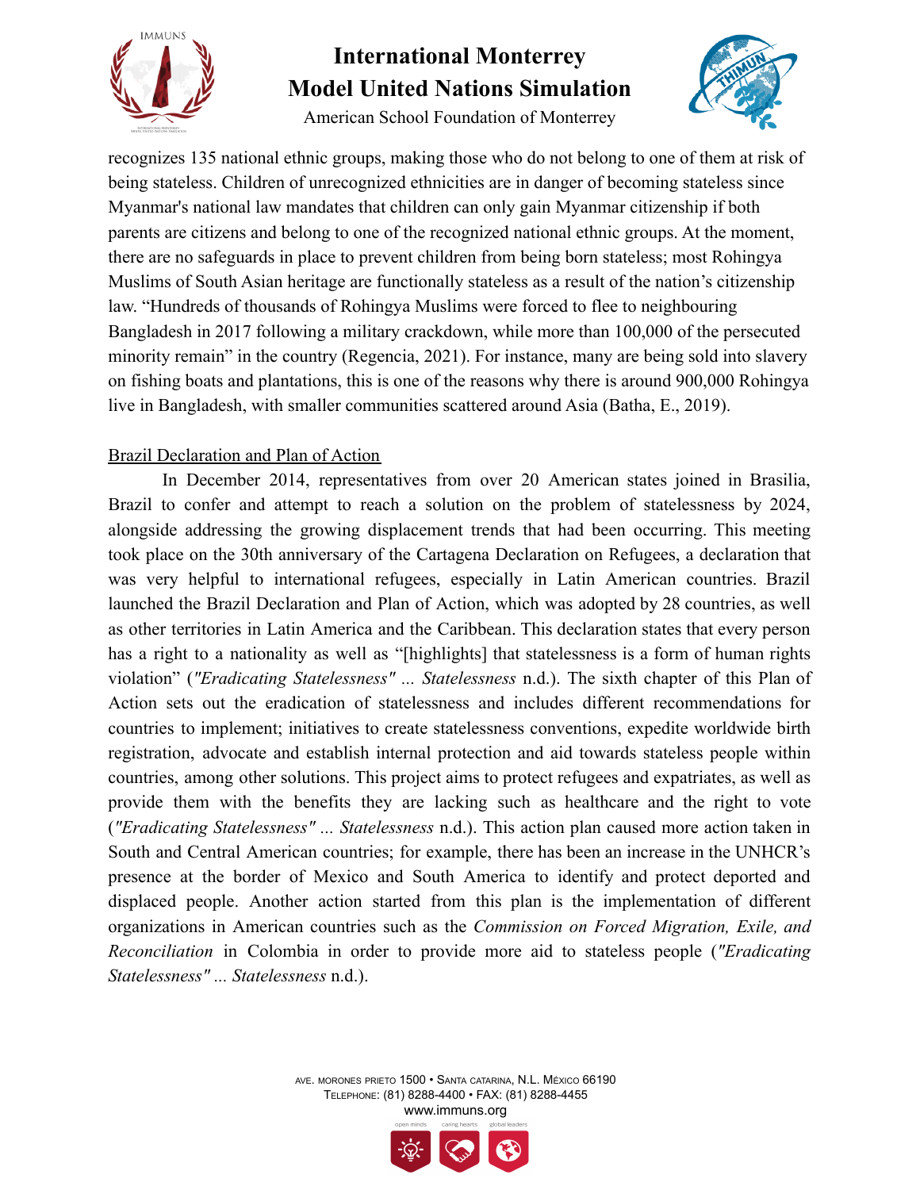recognizes 135 national ethnic groups, making those who do not belong to one of them at risk of being stateless. Children of unrecognized ethnicities are in danger of becoming stateless since Myanmar's national law mandates that children can only gain Myanmar citizenship if both parents are citizens and belong to one of the recognized national ethnic groups. At the moment, there are no safeguards in place to prevent children from being born stateless; most Rohingya Muslims of South Asian heritage are functionally stateless as a result of the nation's citizenship law. "Hundreds of thousands of Rohingya Muslims were forced to flee to neighbouring Bangladesh in 2017 following a military crackdown, while more than 100,000 of the persecuted minority remain" in the country (Regencia, 2021). For instance, many are being sold into slavery on fishing boats and plantations, this is one of the reasons why there is around 900,000 Rohingya live in Bangladesh, with smaller communities scattered around Asia (Batha, E., 2019).

## Brazil Declaration and Plan of Action

In December 2014, representatives from over 20 American states joined in Brasilia, Brazil to confer and attempt to reach a solution on the problem of statelessness by 2024, alongside addressing the growing displacement trends that had been occurring. This meeting took place on the 30th anniversary of the Cartagena Declaration on Refugees, a declaration that was very helpful to international refugees, especially in Latin American countries. Brazil launched the Brazil Declaration and Plan of Action, which was adopted by 28 countries, as well as other territories in Latin America and the Caribbean. This declaration states that every person has a right to a nationality as well as "[highlights] that statelessness is a form of human rights violation" (*"Eradicating Statelessness" ... Statelessness* n.d.). The sixth chapter of this Plan of Action sets out the eradication of statelessness and includes different recommendations for countries to implement; initiatives to create statelessness conventions, expedite worldwide birth registration, advocate and establish internal protection and aid towards stateless people within countries, among other solutions. This project aims to protect refugees and expatriates, as well as provide them with the benefits they are lacking such as healthcare and the right to vote (*"Eradicating Statelessness" ... Statelessness* n.d.). This action plan caused more action taken in South and Central American countries; for example, there has been an increase in the UNHCR's presence at the border of Mexico and South America to identify and protect deported and displaced people. Another action started from this plan is the implementation of different organizations in American countries such as the *Commission on Forced Migration, Exile, and Reconciliation* in Colombia in order to provide more aid to stateless people (*"Eradicating Statelessness" ... Statelessness* n.d.).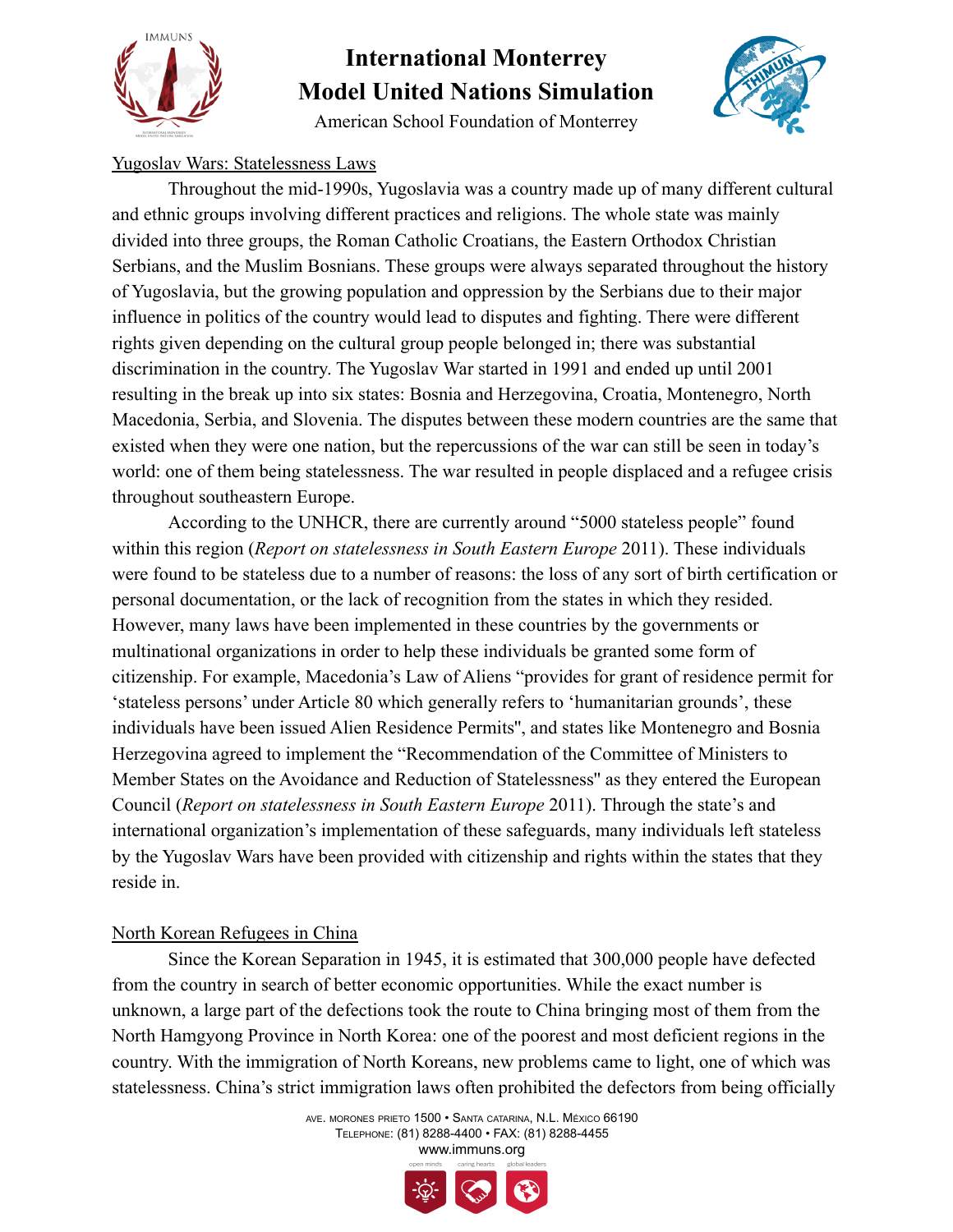Yugoslav Wars: Statelessness Laws

Throughout the mid-1990s, Yugoslavia was a country made up of many different cultural and ethnic groups involving different practices and religions. The whole state was mainly divided into three groups, the Roman Catholic Croatians, the Eastern Orthodox Christian Serbians, and the Muslim Bosnians. These groups were always separated throughout the history of Yugoslavia, but the growing population and oppression by the Serbians due to their major influence in politics of the country would lead to disputes and fighting. There were different rights given depending on the cultural group people belonged in; there was substantial discrimination in the country. The Yugoslav War started in 1991 and ended up until 2001 resulting in the break up into six states: Bosnia and Herzegovina, Croatia, Montenegro, North Macedonia, Serbia, and Slovenia. The disputes between these modern countries are the same that existed when they were one nation, but the repercussions of the war can still be seen in today's world: one of them being statelessness. The war resulted in people displaced and a refugee crisis throughout southeastern Europe.

According to the UNHCR, there are currently around "5000 stateless people" found within this region (*Report on statelessness in South Eastern Europe* 2011). These individuals were found to be stateless due to a number of reasons: the loss of any sort of birth certification or personal documentation, or the lack of recognition from the states in which they resided. However, many laws have been implemented in these countries by the governments or multinational organizations in order to help these individuals be granted some form of citizenship. For example, Macedonia's Law of Aliens "provides for grant of residence permit for 'stateless persons' under Article 80 which generally refers to 'humanitarian grounds', these individuals have been issued Alien Residence Permits", and states like Montenegro and Bosnia Herzegovina agreed to implement the "Recommendation of the Committee of Ministers to Member States on the Avoidance and Reduction of Statelessness" as they entered the European Council (*Report on statelessness in South Eastern Europe* 2011). Through the state's and international organization's implementation of these safeguards, many individuals left stateless by the Yugoslav Wars have been provided with citizenship and rights within the states that they reside in.

North Korean Refugees in China

Since the Korean Separation in 1945, it is estimated that 300,000 people have defected from the country in search of better economic opportunities. While the exact number is unknown, a large part of the defections took the route to China bringing most of them from the North Hamgyong Province in North Korea: one of the poorest and most deficient regions in the country. With the immigration of North Koreans, new problems came to light, one of which was statelessness. China's strict immigration laws often prohibited the defectors from being officially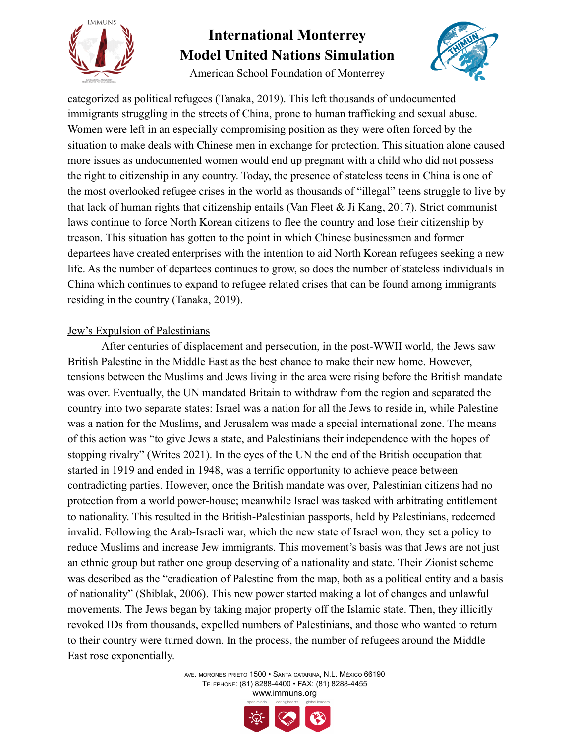categorized as political refugees (Tanaka, 2019). This left thousands of undocumented immigrants struggling in the streets of China, prone to human trafficking and sexual abuse. Women were left in an especially compromising position as they were often forced by the situation to make deals with Chinese men in exchange for protection. This situation alone caused more issues as undocumented women would end up pregnant with a child who did not possess the right to citizenship in any country. Today, the presence of stateless teens in China is one of the most overlooked refugee crises in the world as thousands of "illegal" teens struggle to live by that lack of human rights that citizenship entails (Van Fleet & Ji Kang, 2017). Strict communist laws continue to force North Korean citizens to flee the country and lose their citizenship by treason. This situation has gotten to the point in which Chinese businessmen and former departees have created enterprises with the intention to aid North Korean refugees seeking a new life. As the number of departees continues to grow, so does the number of stateless individuals in China which continues to expand to refugee related crises that can be found among immigrants residing in the country (Tanaka, 2019).

Jew's Expulsion of Palestinians

After centuries of displacement and persecution, in the post-WWII world, the Jews saw British Palestine in the Middle East as the best chance to make their new home. However, tensions between the Muslims and Jews living in the area were rising before the British mandate was over. Eventually, the UN mandated Britain to withdraw from the region and separated the country into two separate states: Israel was a nation for all the Jews to reside in, while Palestine was a nation for the Muslims, and Jerusalem was made a special international zone. The means of this action was "to give Jews a state, and Palestinians their independence with the hopes of stopping rivalry" (Writes 2021). In the eyes of the UN the end of the British occupation that started in 1919 and ended in 1948, was a terrific opportunity to achieve peace between contradicting parties. However, once the British mandate was over, Palestinian citizens had no protection from a world power-house; meanwhile Israel was tasked with arbitrating entitlement to nationality. This resulted in the British-Palestinian passports, held by Palestinians, redeemed invalid. Following the Arab-Israeli war, which the new state of Israel won, they set a policy to reduce Muslims and increase Jew immigrants. This movement's basis was that Jews are not just an ethnic group but rather one group deserving of a nationality and state. Their Zionist scheme was described as the "eradication of Palestine from the map, both as a political entity and a basis of nationality" (Shiblak, 2006). This new power started making a lot of changes and unlawful movements. The Jews began by taking major property off the Islamic state. Then, they illicitly revoked IDs from thousands, expelled numbers of Palestinians, and those who wanted to return to their country were turned down. In the process, the number of refugees around the Middle East rose exponentially.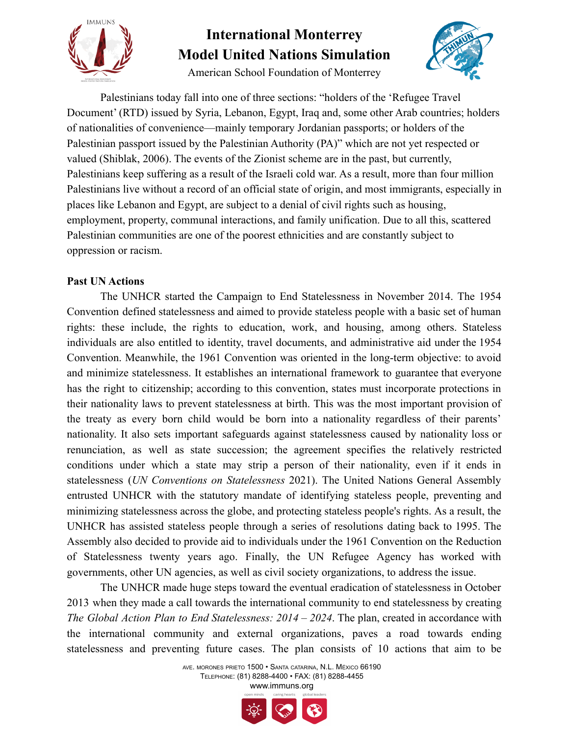Palestinians today fall into one of three sections: "holders of the 'Refugee Travel Document' (RTD) issued by Syria, Lebanon, Egypt, Iraq and, some other Arab countries; holders of nationalities of convenience—mainly temporary Jordanian passports; or holders of the Palestinian passport issued by the Palestinian Authority (PA)" which are not yet respected or valued (Shiblak, 2006). The events of the Zionist scheme are in the past, but currently, Palestinians keep suffering as a result of the Israeli cold war. As a result, more than four million Palestinians live without a record of an official state of origin, and most immigrants, especially in places like Lebanon and Egypt, are subject to a denial of civil rights such as housing, employment, property, communal interactions, and family unification. Due to all this, scattered Palestinian communities are one of the poorest ethnicities and are constantly subject to oppression or racism.

**Past UN Actions**

The UNHCR started the Campaign to End Statelessness in November 2014. The 1954 Convention defined statelessness and aimed to provide stateless people with a basic set of human rights: these include, the rights to education, work, and housing, among others. Stateless individuals are also entitled to identity, travel documents, and administrative aid under the 1954 Convention. Meanwhile, the 1961 Convention was oriented in the long-term objective: to avoid and minimize statelessness. It establishes an international framework to guarantee that everyone has the right to citizenship; according to this convention, states must incorporate protections in their nationality laws to prevent statelessness at birth. This was the most important provision of the treaty as every born child would be born into a nationality regardless of their parents' nationality. It also sets important safeguards against statelessness caused by nationality loss or renunciation, as well as state succession; the agreement specifies the relatively restricted conditions under which a state may strip a person of their nationality, even if it ends in statelessness (*UN Conventions on Statelessness* 2021). The United Nations General Assembly entrusted UNHCR with the statutory mandate of identifying stateless people, preventing and minimizing statelessness across the globe, and protecting stateless people's rights. As a result, the UNHCR has assisted stateless people through a series of resolutions dating back to 1995. The Assembly also decided to provide aid to individuals under the 1961 Convention on the Reduction of Statelessness twenty years ago. Finally, the UN Refugee Agency has worked with governments, other UN agencies, as well as civil society organizations, to address the issue.

The UNHCR made huge steps toward the eventual eradication of statelessness in October 2013 when they made a call towards the international community to end statelessness by creating *The Global Action Plan to End Statelessness: 2014 – 2024*. The plan, created in accordance with the international community and external organizations, paves a road towards ending statelessness and preventing future cases. The plan consists of 10 actions that aim to be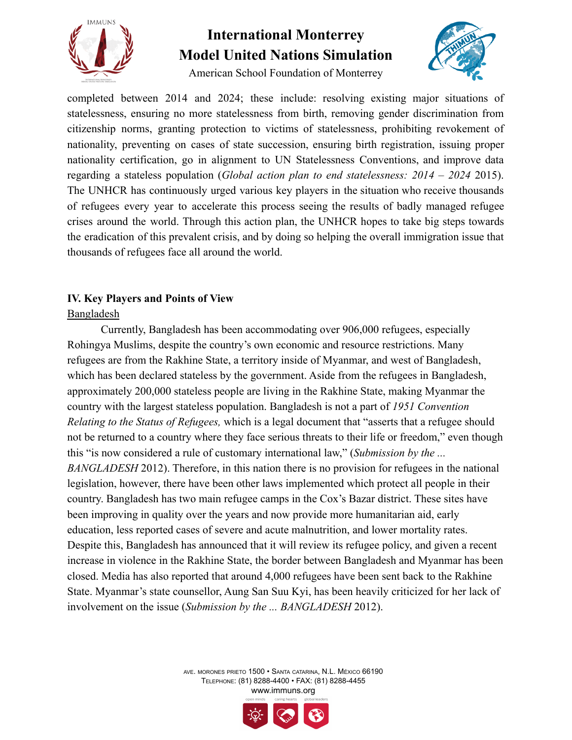completed between 2014 and 2024; these include: resolving existing major situations of statelessness, ensuring no more statelessness from birth, removing gender discrimination from citizenship norms, granting protection to victims of statelessness, prohibiting revokement of nationality, preventing on cases of state succession, ensuring birth registration, issuing proper nationality certification, go in alignment to UN Statelessness Conventions, and improve data regarding a stateless population (*Global action plan to end statelessness: 2014 – 2024* 2015). The UNHCR has continuously urged various key players in the situation who receive thousands of refugees every year to accelerate this process seeing the results of badly managed refugee crises around the world. Through this action plan, the UNHCR hopes to take big steps towards the eradication of this prevalent crisis, and by doing so helping the overall immigration issue that thousands of refugees face all around the world.

## IV. Key Players and Points of View

Bangladesh

Currently, Bangladesh has been accommodating over 906,000 refugees, especially Rohingya Muslims, despite the country's own economic and resource restrictions. Many refugees are from the Rakhine State, a territory inside of Myanmar, and west of Bangladesh, which has been declared stateless by the government. Aside from the refugees in Bangladesh, approximately 200,000 stateless people are living in the Rakhine State, making Myanmar the country with the largest stateless population. Bangladesh is not a part of *1951 Convention Relating to the Status of Refugees,* which is a legal document that "asserts that a refugee should not be returned to a country where they face serious threats to their life or freedom," even though this "is now considered a rule of customary international law," (*Submission by the ... BANGLADESH* 2012). Therefore, in this nation there is no provision for refugees in the national legislation, however, there have been other laws implemented which protect all people in their country. Bangladesh has two main refugee camps in the Cox's Bazar district. These sites have been improving in quality over the years and now provide more humanitarian aid, early education, less reported cases of severe and acute malnutrition, and lower mortality rates. Despite this, Bangladesh has announced that it will review its refugee policy, and given a recent increase in violence in the Rakhine State, the border between Bangladesh and Myanmar has been closed. Media has also reported that around 4,000 refugees have been sent back to the Rakhine State. Myanmar's state counsellor, Aung San Suu Kyi, has been heavily criticized for her lack of involvement on the issue (*Submission by the ... BANGLADESH* 2012).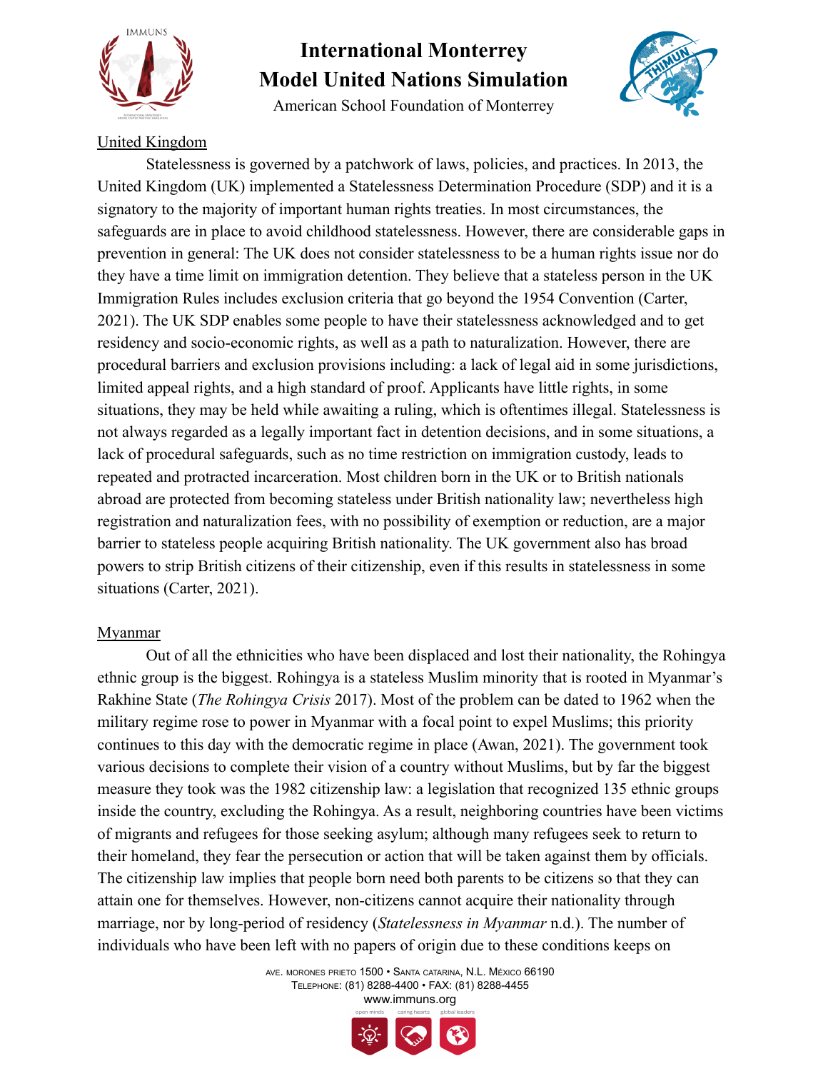United Kingdom

Statelessness is governed by a patchwork of laws, policies, and practices. In 2013, the United Kingdom (UK) implemented a Statelessness Determination Procedure (SDP) and it is a signatory to the majority of important human rights treaties. In most circumstances, the safeguards are in place to avoid childhood statelessness. However, there are considerable gaps in prevention in general: The UK does not consider statelessness to be a human rights issue nor do they have a time limit on immigration detention. They believe that a stateless person in the UK Immigration Rules includes exclusion criteria that go beyond the 1954 Convention (Carter, 2021). The UK SDP enables some people to have their statelessness acknowledged and to get residency and socio-economic rights, as well as a path to naturalization. However, there are procedural barriers and exclusion provisions including: a lack of legal aid in some jurisdictions, limited appeal rights, and a high standard of proof. Applicants have little rights, in some situations, they may be held while awaiting a ruling, which is oftentimes illegal. Statelessness is not always regarded as a legally important fact in detention decisions, and in some situations, a lack of procedural safeguards, such as no time restriction on immigration custody, leads to repeated and protracted incarceration. Most children born in the UK or to British nationals abroad are protected from becoming stateless under British nationality law; nevertheless high registration and naturalization fees, with no possibility of exemption or reduction, are a major barrier to stateless people acquiring British nationality. The UK government also has broad powers to strip British citizens of their citizenship, even if this results in statelessness in some situations (Carter, 2021).

Myanmar

Out of all the ethnicities who have been displaced and lost their nationality, the Rohingya ethnic group is the biggest. Rohingya is a stateless Muslim minority that is rooted in Myanmar's Rakhine State (*The Rohingya Crisis* 2017). Most of the problem can be dated to 1962 when the military regime rose to power in Myanmar with a focal point to expel Muslims; this priority continues to this day with the democratic regime in place (Awan, 2021). The government took various decisions to complete their vision of a country without Muslims, but by far the biggest measure they took was the 1982 citizenship law: a legislation that recognized 135 ethnic groups inside the country, excluding the Rohingya. As a result, neighboring countries have been victims of migrants and refugees for those seeking asylum; although many refugees seek to return to their homeland, they fear the persecution or action that will be taken against them by officials. The citizenship law implies that people born need both parents to be citizens so that they can attain one for themselves. However, non-citizens cannot acquire their nationality through marriage, nor by long-period of residency (*Statelessness in Myanmar* n.d.). The number of individuals who have been left with no papers of origin due to these conditions keeps on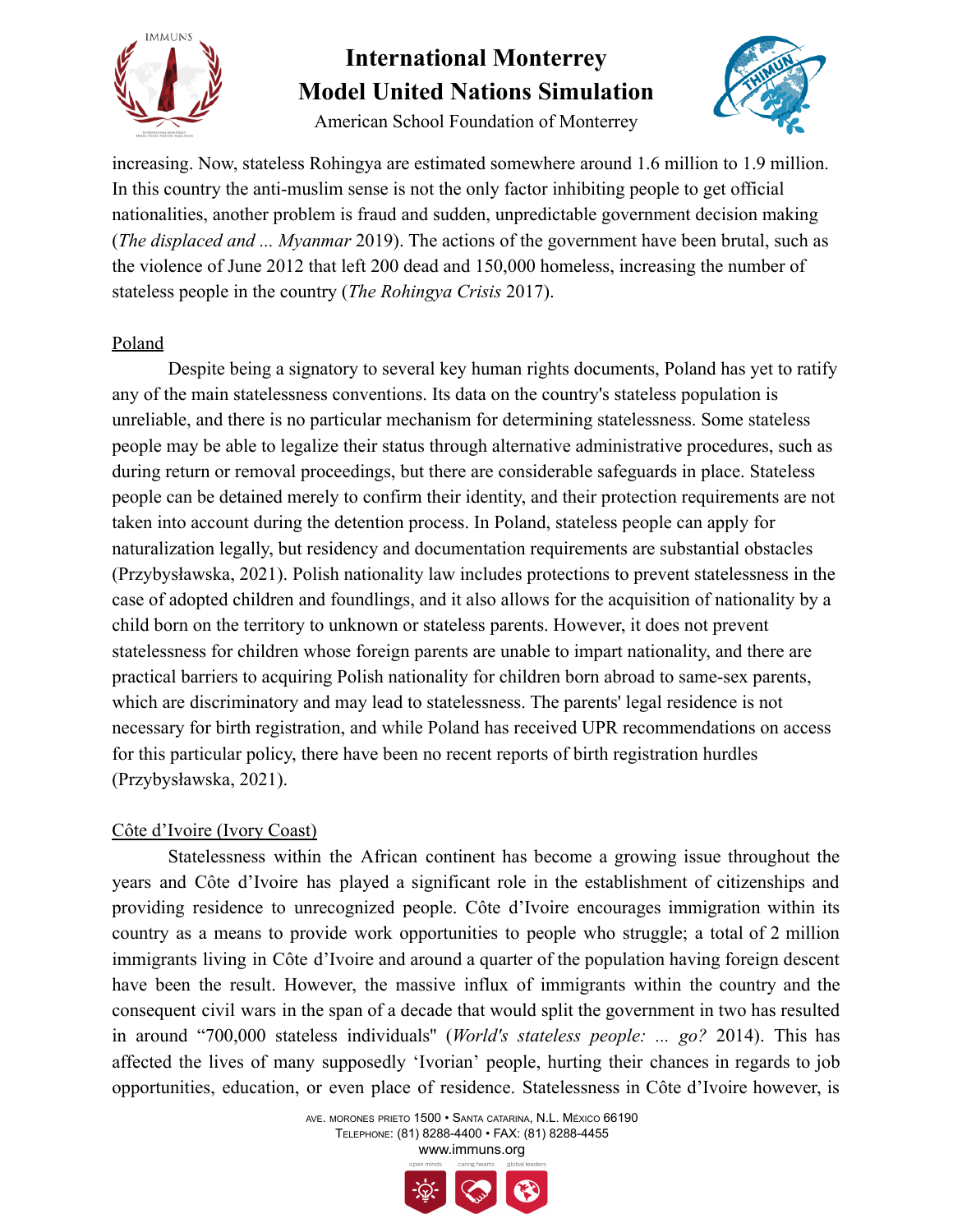increasing. Now, stateless Rohingya are estimated somewhere around 1.6 million to 1.9 million. In this country the anti-muslim sense is not the only factor inhibiting people to get official nationalities, another problem is fraud and sudden, unpredictable government decision making (*The displaced and ... Myanmar* 2019). The actions of the government have been brutal, such as the violence of June 2012 that left 200 dead and 150,000 homeless, increasing the number of stateless people in the country (*The Rohingya Crisis* 2017).

Poland

Despite being a signatory to several key human rights documents, Poland has yet to ratify any of the main statelessness conventions. Its data on the country's stateless population is unreliable, and there is no particular mechanism for determining statelessness. Some stateless people may be able to legalize their status through alternative administrative procedures, such as during return or removal proceedings, but there are considerable safeguards in place. Stateless people can be detained merely to confirm their identity, and their protection requirements are not taken into account during the detention process. In Poland, stateless people can apply for naturalization legally, but residency and documentation requirements are substantial obstacles (Przybysławska, 2021). Polish nationality law includes protections to prevent statelessness in the case of adopted children and foundlings, and it also allows for the acquisition of nationality by a child born on the territory to unknown or stateless parents. However, it does not prevent statelessness for children whose foreign parents are unable to impart nationality, and there are practical barriers to acquiring Polish nationality for children born abroad to same-sex parents, which are discriminatory and may lead to statelessness. The parents' legal residence is not necessary for birth registration, and while Poland has received UPR recommendations on access for this particular policy, there have been no recent reports of birth registration hurdles (Przybysławska, 2021).

Côte d'Ivoire (Ivory Coast)

Statelessness within the African continent has become a growing issue throughout the years and Côte d'Ivoire has played a significant role in the establishment of citizenships and providing residence to unrecognized people. Côte d'Ivoire encourages immigration within its country as a means to provide work opportunities to people who struggle; a total of 2 million immigrants living in Côte d'Ivoire and around a quarter of the population having foreign descent have been the result. However, the massive influx of immigrants within the country and the consequent civil wars in the span of a decade that would split the government in two has resulted in around "700,000 stateless individuals" (*World's stateless people: ... go?* 2014). This has affected the lives of many supposedly 'Ivorian' people, hurting their chances in regards to job opportunities, education, or even place of residence. Statelessness in Côte d'Ivoire however, is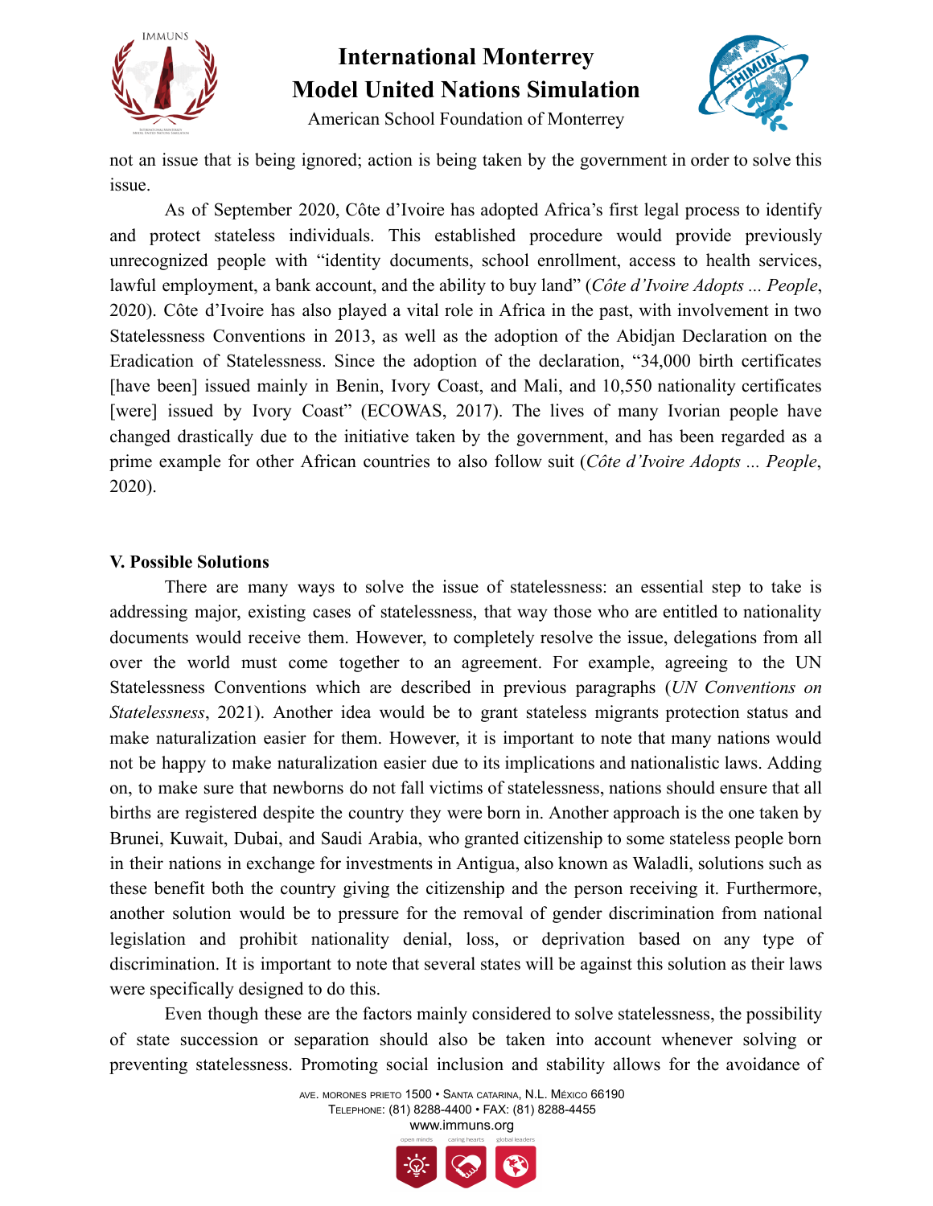not an issue that is being ignored; action is being taken by the government in order to solve this issue.

As of September 2020, Côte d'Ivoire has adopted Africa's first legal process to identify and protect stateless individuals. This established procedure would provide previously unrecognized people with "identity documents, school enrollment, access to health services, lawful employment, a bank account, and the ability to buy land" (*Côte d'Ivoire Adopts ... People*, 2020). Côte d'Ivoire has also played a vital role in Africa in the past, with involvement in two Statelessness Conventions in 2013, as well as the adoption of the Abidjan Declaration on the Eradication of Statelessness. Since the adoption of the declaration, "34,000 birth certificates [have been] issued mainly in Benin, Ivory Coast, and Mali, and 10,550 nationality certificates [were] issued by Ivory Coast" (ECOWAS, 2017). The lives of many Ivorian people have changed drastically due to the initiative taken by the government, and has been regarded as a prime example for other African countries to also follow suit (*Côte d'Ivoire Adopts ... People*, 2020).

### V. Possible Solutions

There are many ways to solve the issue of statelessness: an essential step to take is addressing major, existing cases of statelessness, that way those who are entitled to nationality documents would receive them. However, to completely resolve the issue, delegations from all over the world must come together to an agreement. For example, agreeing to the UN Statelessness Conventions which are described in previous paragraphs (*UN Conventions on Statelessness*, 2021). Another idea would be to grant stateless migrants protection status and make naturalization easier for them. However, it is important to note that many nations would not be happy to make naturalization easier due to its implications and nationalistic laws. Adding on, to make sure that newborns do not fall victims of statelessness, nations should ensure that all births are registered despite the country they were born in. Another approach is the one taken by Brunei, Kuwait, Dubai, and Saudi Arabia, who granted citizenship to some stateless people born in their nations in exchange for investments in Antigua, also known as Waladli, solutions such as these benefit both the country giving the citizenship and the person receiving it. Furthermore, another solution would be to pressure for the removal of gender discrimination from national legislation and prohibit nationality denial, loss, or deprivation based on any type of discrimination. It is important to note that several states will be against this solution as their laws were specifically designed to do this.

Even though these are the factors mainly considered to solve statelessness, the possibility of state succession or separation should also be taken into account whenever solving or preventing statelessness. Promoting social inclusion and stability allows for the avoidance of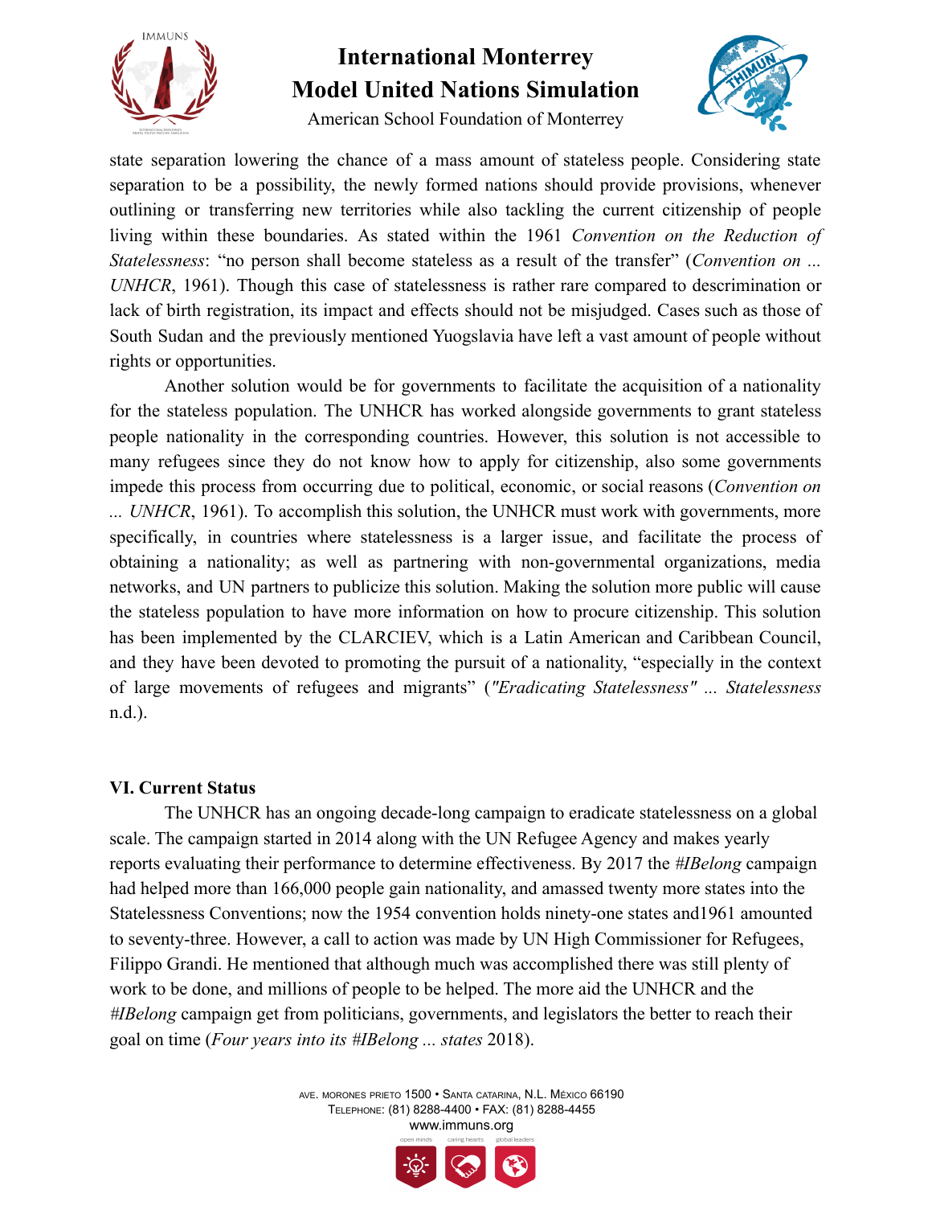state separation lowering the chance of a mass amount of stateless people. Considering state separation to be a possibility, the newly formed nations should provide provisions, whenever outlining or transferring new territories while also tackling the current citizenship of people living within these boundaries. As stated within the 1961 *Convention on the Reduction of Statelessness*: "no person shall become stateless as a result of the transfer" (*Convention on ... UNHCR*, 1961). Though this case of statelessness is rather rare compared to descrimination or lack of birth registration, its impact and effects should not be misjudged. Cases such as those of South Sudan and the previously mentioned Yuogslavia have left a vast amount of people without rights or opportunities.

Another solution would be for governments to facilitate the acquisition of a nationality for the stateless population. The UNHCR has worked alongside governments to grant stateless people nationality in the corresponding countries. However, this solution is not accessible to many refugees since they do not know how to apply for citizenship, also some governments impede this process from occurring due to political, economic, or social reasons (*Convention on ... UNHCR*, 1961). To accomplish this solution, the UNHCR must work with governments, more specifically, in countries where statelessness is a larger issue, and facilitate the process of obtaining a nationality; as well as partnering with non-governmental organizations, media networks, and UN partners to publicize this solution. Making the solution more public will cause the stateless population to have more information on how to procure citizenship. This solution has been implemented by the CLARCIEV, which is a Latin American and Caribbean Council, and they have been devoted to promoting the pursuit of a nationality, "especially in the context of large movements of refugees and migrants" (*"Eradicating Statelessness" ... Statelessness* n.d.).

## VI. Current Status

The UNHCR has an ongoing decade-long campaign to eradicate statelessness on a global scale. The campaign started in 2014 along with the UN Refugee Agency and makes yearly reports evaluating their performance to determine effectiveness. By 2017 the *#IBelong* campaign had helped more than 166,000 people gain nationality, and amassed twenty more states into the Statelessness Conventions; now the 1954 convention holds ninety-one states and1961 amounted to seventy-three. However, a call to action was made by UN High Commissioner for Refugees, Filippo Grandi. He mentioned that although much was accomplished there was still plenty of work to be done, and millions of people to be helped. The more aid the UNHCR and the *#IBelong* campaign get from politicians, governments, and legislators the better to reach their goal on time (*Four years into its #IBelong ... states* 2018).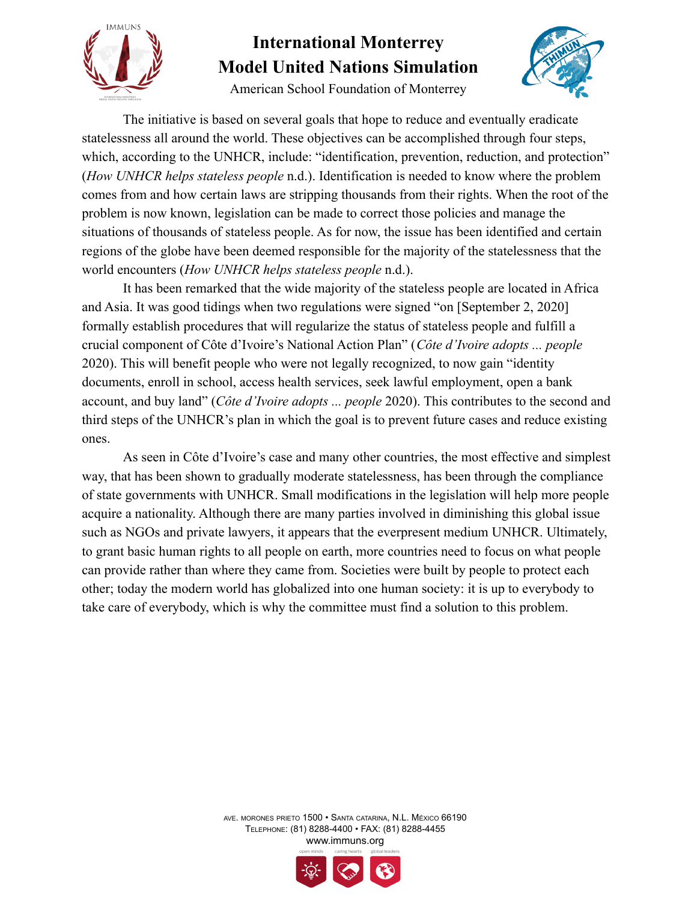The initiative is based on several goals that hope to reduce and eventually eradicate statelessness all around the world. These objectives can be accomplished through four steps, which, according to the UNHCR, include: "identification, prevention, reduction, and protection" (*How UNHCR helps stateless people* n.d.). Identification is needed to know where the problem comes from and how certain laws are stripping thousands from their rights. When the root of the problem is now known, legislation can be made to correct those policies and manage the situations of thousands of stateless people. As for now, the issue has been identified and certain regions of the globe have been deemed responsible for the majority of the statelessness that the world encounters (*How UNHCR helps stateless people* n.d.).

It has been remarked that the wide majority of the stateless people are located in Africa and Asia. It was good tidings when two regulations were signed "on [September 2, 2020] formally establish procedures that will regularize the status of stateless people and fulfill a crucial component of Côte d'Ivoire's National Action Plan" (*Côte d'Ivoire adopts ... people* 2020). This will benefit people who were not legally recognized, to now gain "identity documents, enroll in school, access health services, seek lawful employment, open a bank account, and buy land" (*Côte d'Ivoire adopts ... people* 2020). This contributes to the second and third steps of the UNHCR's plan in which the goal is to prevent future cases and reduce existing ones.

As seen in Côte d'Ivoire's case and many other countries, the most effective and simplest way, that has been shown to gradually moderate statelessness, has been through the compliance of state governments with UNHCR. Small modifications in the legislation will help more people acquire a nationality. Although there are many parties involved in diminishing this global issue such as NGOs and private lawyers, it appears that the everpresent medium UNHCR. Ultimately, to grant basic human rights to all people on earth, more countries need to focus on what people can provide rather than where they came from. Societies were built by people to protect each other; today the modern world has globalized into one human society: it is up to everybody to take care of everybody, which is why the committee must find a solution to this problem.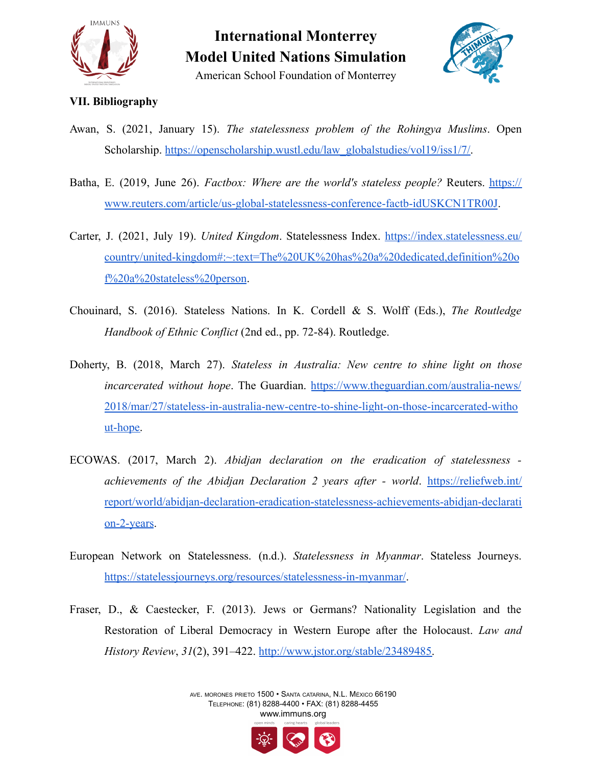**VII. Bibliography**

Awan, S. (2021, January 15). *The statelessness problem of the Rohingya Muslims*. Open Scholarship. https://openscholarship.wustl.edu/law_globalstudies/vol19/iss1/7/.

Batha, E. (2019, June 26). *Factbox: Where are the world's stateless people?* Reuters. https://www.reuters.com/article/us-global-statelessness-conference-factb-idUSKCN1TR00J.

Carter, J. (2021, July 19). *United Kingdom*. Statelessness Index. https://index.statelessness.eu/country/united-kingdom#:~:text=The%20UK%20has%20a%20dedicated,definition%20of%20a%20stateless%20person.

Chouinard, S. (2016). Stateless Nations. In K. Cordell & S. Wolff (Eds.), *The Routledge Handbook of Ethnic Conflict* (2nd ed., pp. 72-84). Routledge.

Doherty, B. (2018, March 27). *Stateless in Australia: New centre to shine light on those incarcerated without hope*. The Guardian. https://www.theguardian.com/australia-news/2018/mar/27/stateless-in-australia-new-centre-to-shine-light-on-those-incarcerated-without-hope.

ECOWAS. (2017, March 2). *Abidjan declaration on the eradication of statelessness - achievements of the Abidjan Declaration 2 years after - world*. https://reliefweb.int/report/world/abidjan-declaration-eradication-statelessness-achievements-abidjan-declaration-2-years.

European Network on Statelessness. (n.d.). *Statelessness in Myanmar*. Stateless Journeys. https://statelessjourneys.org/resources/statelessness-in-myanmar/.

Fraser, D., & Caestecker, F. (2013). Jews or Germans? Nationality Legislation and the Restoration of Liberal Democracy in Western Europe after the Holocaust. *Law and History Review*, *31*(2), 391–422. http://www.jstor.org/stable/23489485.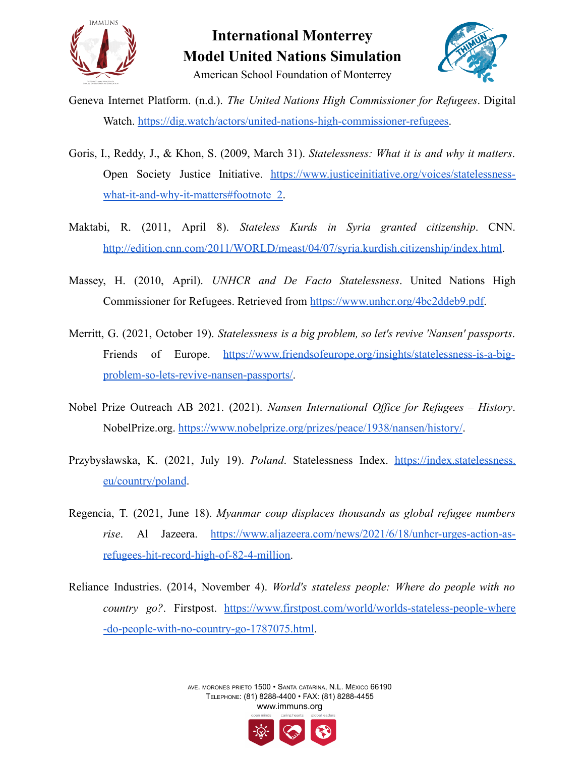Geneva Internet Platform. (n.d.). *The United Nations High Commissioner for Refugees*. Digital Watch. https://dig.watch/actors/united-nations-high-commissioner-refugees.

Goris, I., Reddy, J., & Khon, S. (2009, March 31). *Statelessness: What it is and why it matters*. Open Society Justice Initiative. https://www.justiceinitiative.org/voices/statelessness-what-it-and-why-it-matters#footnote_2.

Maktabi, R. (2011, April 8). *Stateless Kurds in Syria granted citizenship*. CNN. http://edition.cnn.com/2011/WORLD/meast/04/07/syria.kurdish.citizenship/index.html.

Massey, H. (2010, April). *UNHCR and De Facto Statelessness*. United Nations High Commissioner for Refugees. Retrieved from https://www.unhcr.org/4bc2ddeb9.pdf.

Merritt, G. (2021, October 19). *Statelessness is a big problem, so let's revive 'Nansen' passports*. Friends of Europe. https://www.friendsofeurope.org/insights/statelessness-is-a-big-problem-so-lets-revive-nansen-passports/.

Nobel Prize Outreach AB 2021. (2021). *Nansen International Office for Refugees – History*. NobelPrize.org. https://www.nobelprize.org/prizes/peace/1938/nansen/history/.

Przybysławska, K. (2021, July 19). *Poland*. Statelessness Index. https://index.statelessness.eu/country/poland.

Regencia, T. (2021, June 18). *Myanmar coup displaces thousands as global refugee numbers rise*. Al Jazeera. https://www.aljazeera.com/news/2021/6/18/unhcr-urges-action-as-refugees-hit-record-high-of-82-4-million.

Reliance Industries. (2014, November 4). *World's stateless people: Where do people with no country go?*. Firstpost. https://www.firstpost.com/world/worlds-stateless-people-where-do-people-with-no-country-go-1787075.html.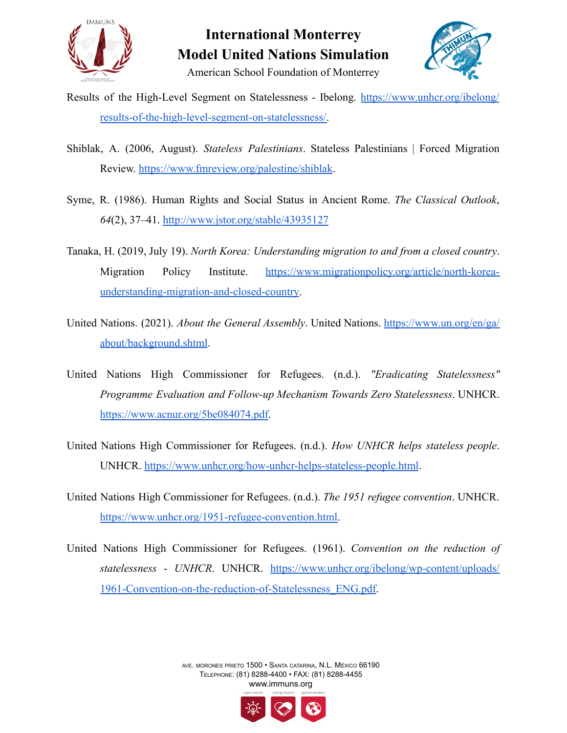Results of the High-Level Segment on Statelessness - Ibelong. https://www.unhcr.org/ibelong/results-of-the-high-level-segment-on-statelessness/.

Shiblak, A. (2006, August). *Stateless Palestinians*. Stateless Palestinians | Forced Migration Review. https://www.fmreview.org/palestine/shiblak.

Syme, R. (1986). Human Rights and Social Status in Ancient Rome. *The Classical Outlook*, *64*(2), 37–41. http://www.jstor.org/stable/43935127

Tanaka, H. (2019, July 19). *North Korea: Understanding migration to and from a closed country*. Migration Policy Institute. https://www.migrationpolicy.org/article/north-korea-understanding-migration-and-closed-country.

United Nations. (2021). *About the General Assembly*. United Nations. https://www.un.org/en/ga/about/background.shtml.

United Nations High Commissioner for Refugees. (n.d.). *"Eradicating Statelessness" Programme Evaluation and Follow-up Mechanism Towards Zero Statelessness*. UNHCR. https://www.acnur.org/5be084074.pdf.

United Nations High Commissioner for Refugees. (n.d.). *How UNHCR helps stateless people*. UNHCR. https://www.unhcr.org/how-unhcr-helps-stateless-people.html.

United Nations High Commissioner for Refugees. (n.d.). *The 1951 refugee convention*. UNHCR. https://www.unhcr.org/1951-refugee-convention.html.

United Nations High Commissioner for Refugees. (1961). *Convention on the reduction of statelessness - UNHCR*. UNHCR. https://www.unhcr.org/ibelong/wp-content/uploads/1961-Convention-on-the-reduction-of-Statelessness_ENG.pdf.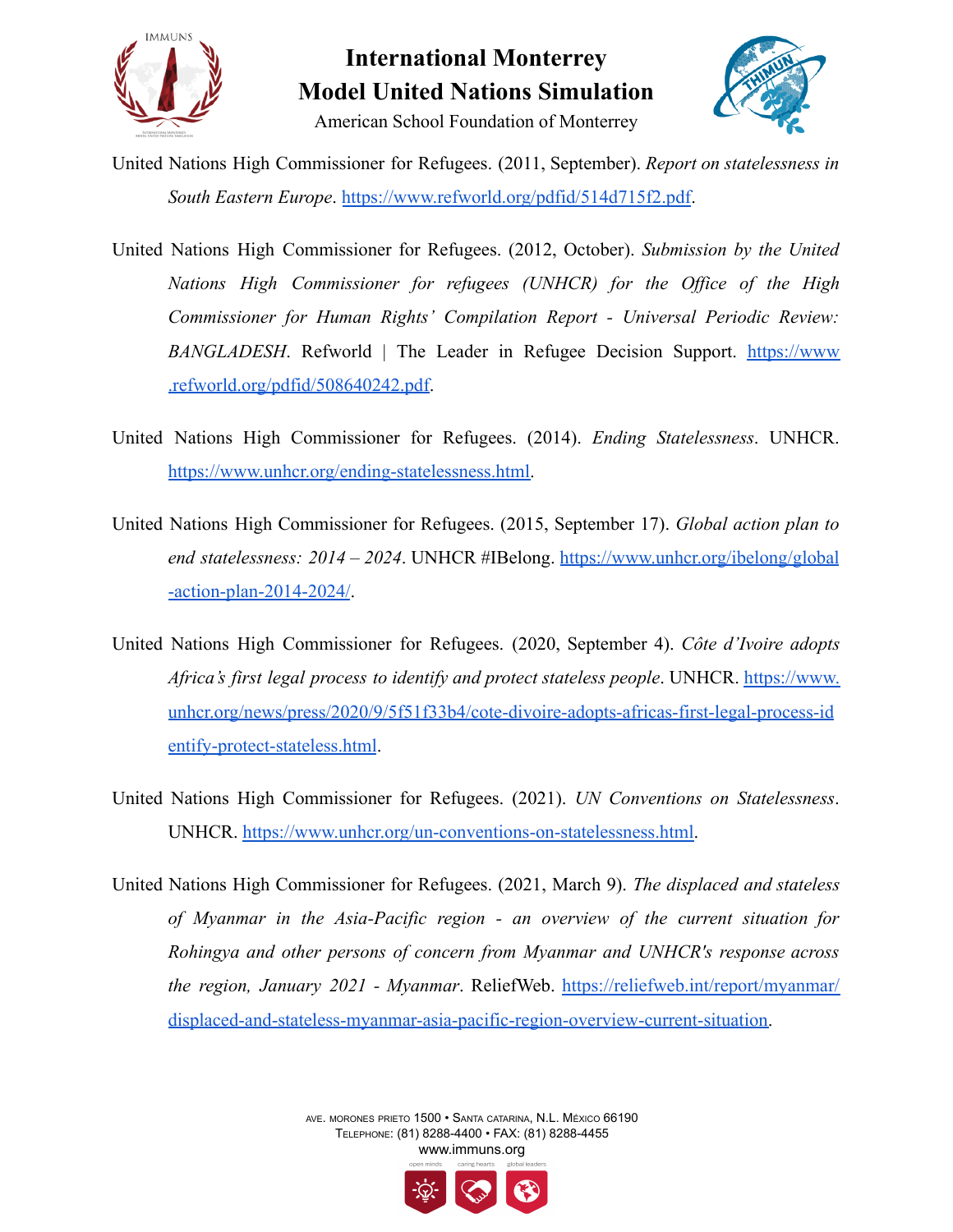United Nations High Commissioner for Refugees. (2011, September). *Report on statelessness in South Eastern Europe*. https://www.refworld.org/pdfid/514d715f2.pdf.

United Nations High Commissioner for Refugees. (2012, October). *Submission by the United Nations High Commissioner for refugees (UNHCR) for the Office of the High Commissioner for Human Rights' Compilation Report - Universal Periodic Review: BANGLADESH*. Refworld | The Leader in Refugee Decision Support. https://www.refworld.org/pdfid/508640242.pdf.

United Nations High Commissioner for Refugees. (2014). *Ending Statelessness*. UNHCR. https://www.unhcr.org/ending-statelessness.html.

United Nations High Commissioner for Refugees. (2015, September 17). *Global action plan to end statelessness: 2014 – 2024*. UNHCR #IBelong. https://www.unhcr.org/ibelong/global-action-plan-2014-2024/.

United Nations High Commissioner for Refugees. (2020, September 4). *Côte d'Ivoire adopts Africa's first legal process to identify and protect stateless people*. UNHCR. https://www.unhcr.org/news/press/2020/9/5f51f33b4/cote-divoire-adopts-africas-first-legal-process-identify-protect-stateless.html.

United Nations High Commissioner for Refugees. (2021). *UN Conventions on Statelessness*. UNHCR. https://www.unhcr.org/un-conventions-on-statelessness.html.

United Nations High Commissioner for Refugees. (2021, March 9). *The displaced and stateless of Myanmar in the Asia-Pacific region - an overview of the current situation for Rohingya and other persons of concern from Myanmar and UNHCR's response across the region, January 2021 - Myanmar*. ReliefWeb. https://reliefweb.int/report/myanmar/displaced-and-stateless-myanmar-asia-pacific-region-overview-current-situation.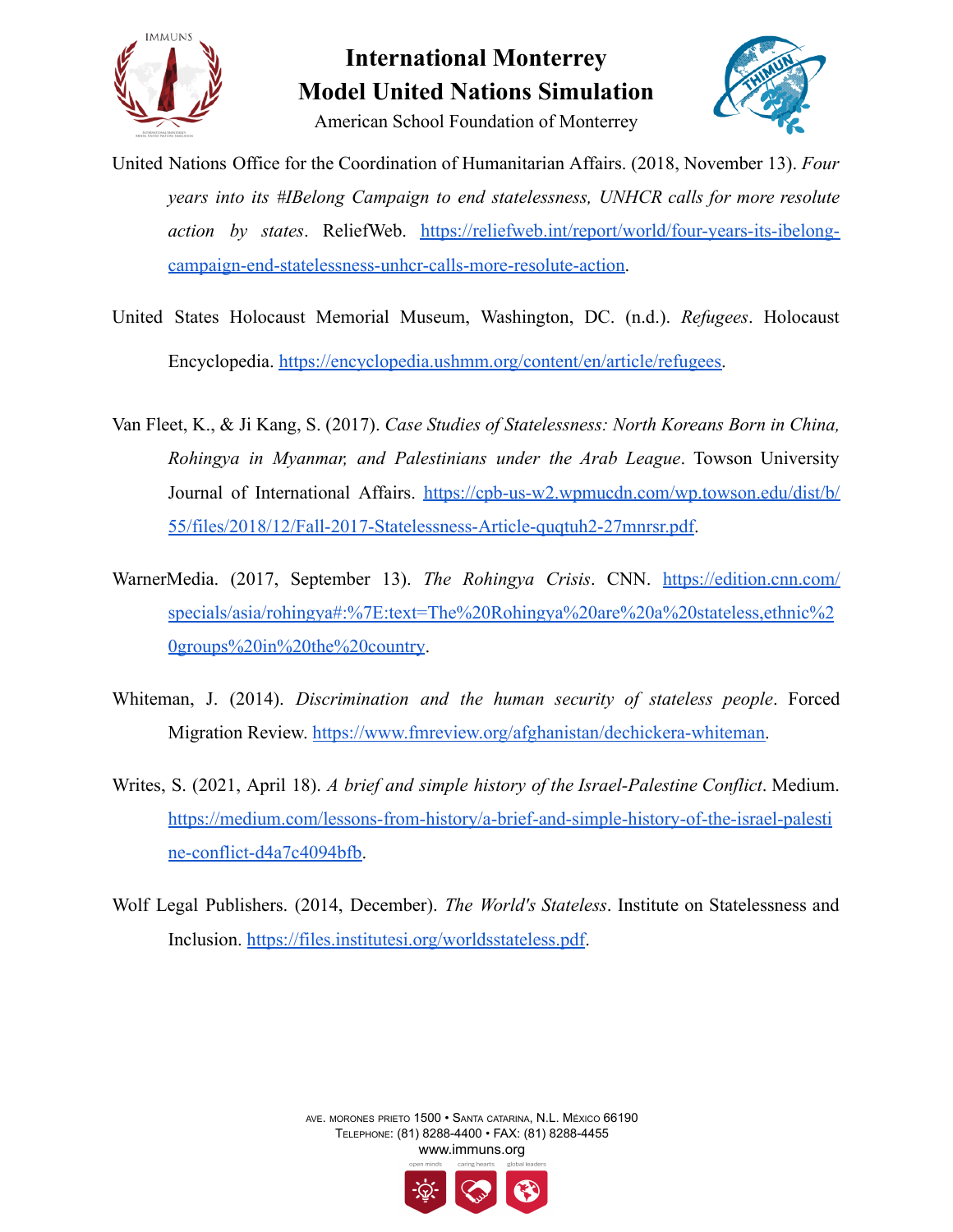United Nations Office for the Coordination of Humanitarian Affairs. (2018, November 13). *Four years into its #IBelong Campaign to end statelessness, UNHCR calls for more resolute action by states*. ReliefWeb. https://reliefweb.int/report/world/four-years-its-ibelong-campaign-end-statelessness-unhcr-calls-more-resolute-action.

United States Holocaust Memorial Museum, Washington, DC. (n.d.). *Refugees*. Holocaust Encyclopedia. https://encyclopedia.ushmm.org/content/en/article/refugees.

Van Fleet, K., & Ji Kang, S. (2017). *Case Studies of Statelessness: North Koreans Born in China, Rohingya in Myanmar, and Palestinians under the Arab League*. Towson University Journal of International Affairs. https://cpb-us-w2.wpmucdn.com/wp.towson.edu/dist/b/55/files/2018/12/Fall-2017-Statelessness-Article-quqtuh2-27mnrsr.pdf.

WarnerMedia. (2017, September 13). *The Rohingya Crisis*. CNN. https://edition.cnn.com/specials/asia/rohingya#:%7E:text=The%20Rohingya%20are%20a%20stateless,ethnic%20groups%20in%20the%20country.

Whiteman, J. (2014). *Discrimination and the human security of stateless people*. Forced Migration Review. https://www.fmreview.org/afghanistan/dechickera-whiteman.

Writes, S. (2021, April 18). *A brief and simple history of the Israel-Palestine Conflict*. Medium. https://medium.com/lessons-from-history/a-brief-and-simple-history-of-the-israel-palestine-conflict-d4a7c4094bfb.

Wolf Legal Publishers. (2014, December). *The World's Stateless*. Institute on Statelessness and Inclusion. https://files.institutesi.org/worldsstateless.pdf.